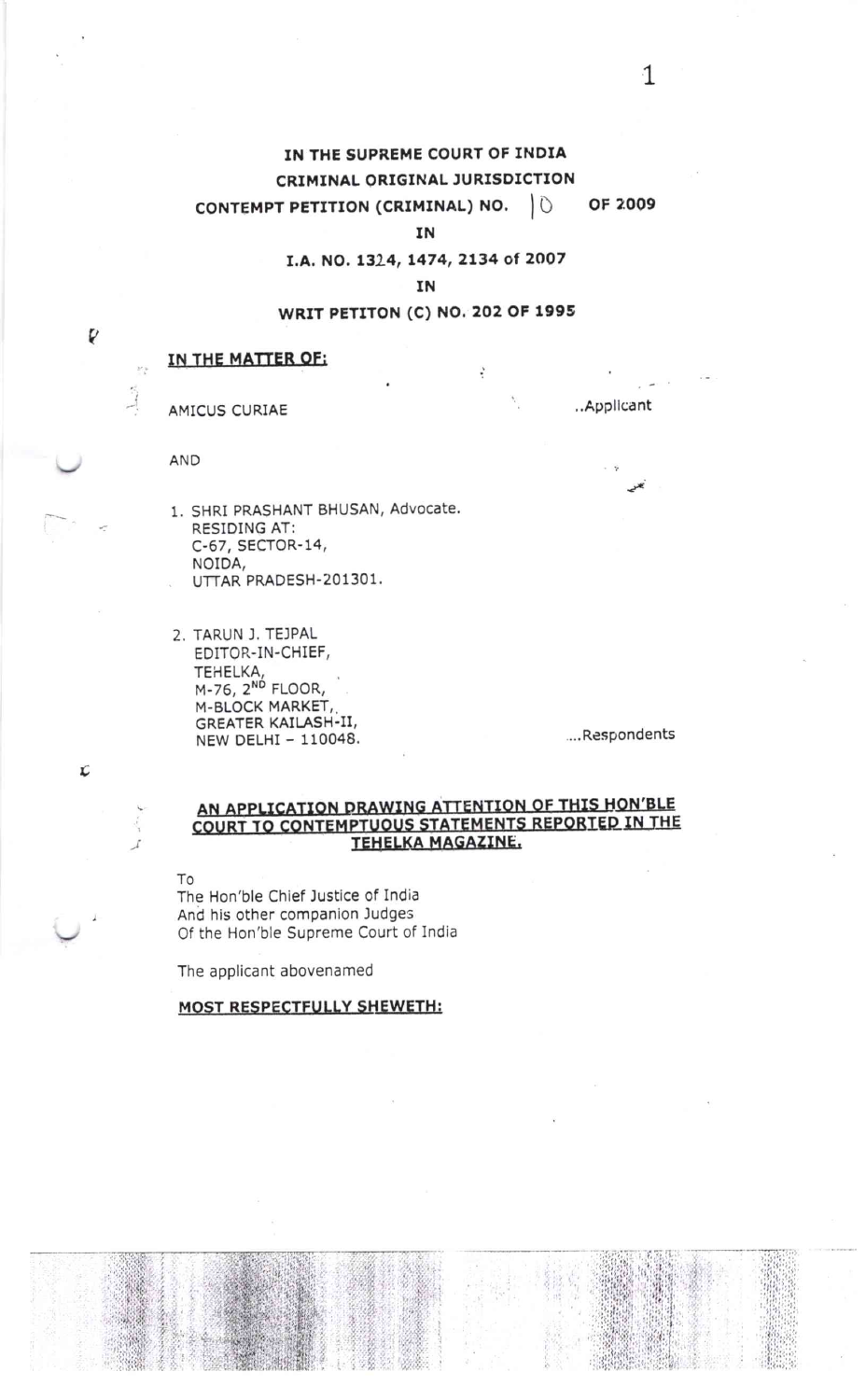**IN THE SUPREME COURT OF INDIA**

**CRIMINAL ORIGINAL JURISDICTION**

**CONTEMPT PETITION (CRIMINAL) NO. 10 OF 2009**

**IN**

**I.A. NO. 1324, 1474, 2134 of 2007**

**IN**

**WRIT PETITON (C) NO. 202 OF 1995**

**IN THE MATTER OF:**

AMICUS CURIAE ..Applicant

AND

1. SHRI PRASHANT BHUSAN, Advocate.
   RESIDING AT:
   C-67, SECTOR-14,
   NOIDA,
   UTTAR PRADESH-201301.

2. TARUN J. TEJPAL
   EDITOR-IN-CHIEF,
   TEHELKA,
   M-76, 2ND FLOOR,
   M-BLOCK MARKET,
   GREATER KAILASH-II,
   NEW DELHI – 110048. ....Respondents

**AN APPLICATION DRAWING ATTENTION OF THIS HON'BLE COURT TO CONTEMPTUOUS STATEMENTS REPORTED IN THE TEHELKA MAGAZINE.**

To
The Hon'ble Chief Justice of India
And his other companion Judges
Of the Hon'ble Supreme Court of India

The applicant abovenamed

**MOST RESPECTFULLY SHEWETH:**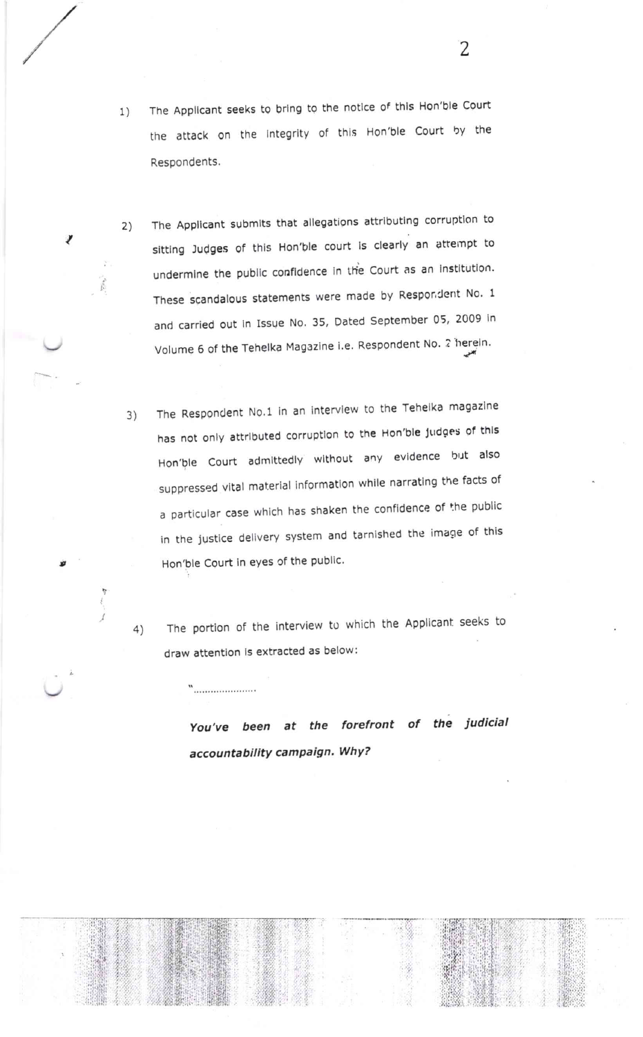1) The Applicant seeks to bring to the notice of this Hon'ble Court the attack on the integrity of this Hon'ble Court by the Respondents.

2) The Applicant submits that allegations attributing corruption to sitting Judges of this Hon'ble court is clearly an attempt to undermine the public confidence in the Court as an institution. These scandalous statements were made by Respondent No. 1 and carried out in Issue No. 35, Dated September 05, 2009 in Volume 6 of the Tehelka Magazine i.e. Respondent No. 2 herein.

3) The Respondent No.1 in an interview to the Tehelka magazine has not only attributed corruption to the Hon'ble judges of this Hon'ble Court admittedly without any evidence but also suppressed vital material information while narrating the facts of a particular case which has shaken the confidence of the public in the justice delivery system and tarnished the image of this Hon'ble Court in eyes of the public.

4) The portion of the interview to which the Applicant seeks to draw attention is extracted as below:

"......................

***You've been at the forefront of the judicial accountability campaign. Why?***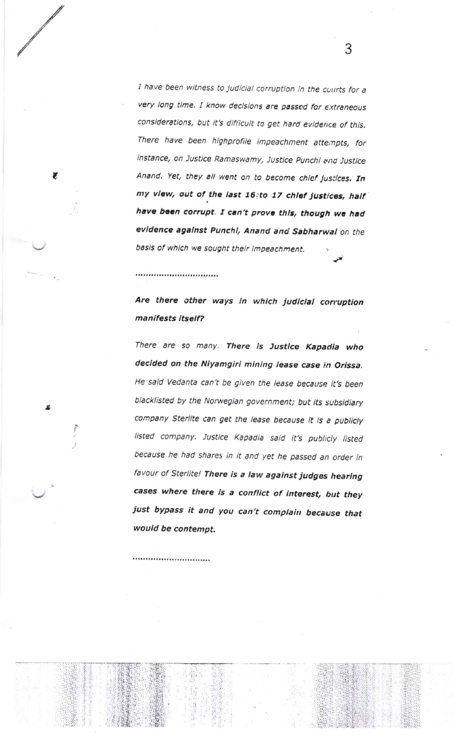*I have been witness to judicial corruption in the courts for a very long time. I know decisions are passed for extraneous considerations, but it's difficult to get hard evidence of this. There have been highprofile impeachment attempts, for instance, on Justice Ramaswamy, Justice Punchi and Justice Anand. Yet, they all went on to become chief justices.* ***In my view, out of the last 16 to 17 chief justices, half have been corrupt. I can't prove this, though we had evidence against Punchi, Anand and Sabharwal*** *on the basis of which we sought their impeachment.*

................................

***Are there other ways in which judicial corruption manifests itself?***

*There are so many.* ***There is Justice Kapadia who decided on the Niyamgiri mining lease case in Orissa.*** *He said Vedanta can't be given the lease because it's been blacklisted by the Norwegian government; but its subsidiary company Sterlite can get the lease because it is a publicly listed company. Justice Kapadia said it's publicly listed because he had shares in it and yet he passed an order in favour of Sterlite!* ***There is a law against judges hearing cases where there is a conflict of interest, but they just bypass it and you can't complain because that would be contempt.***

..............................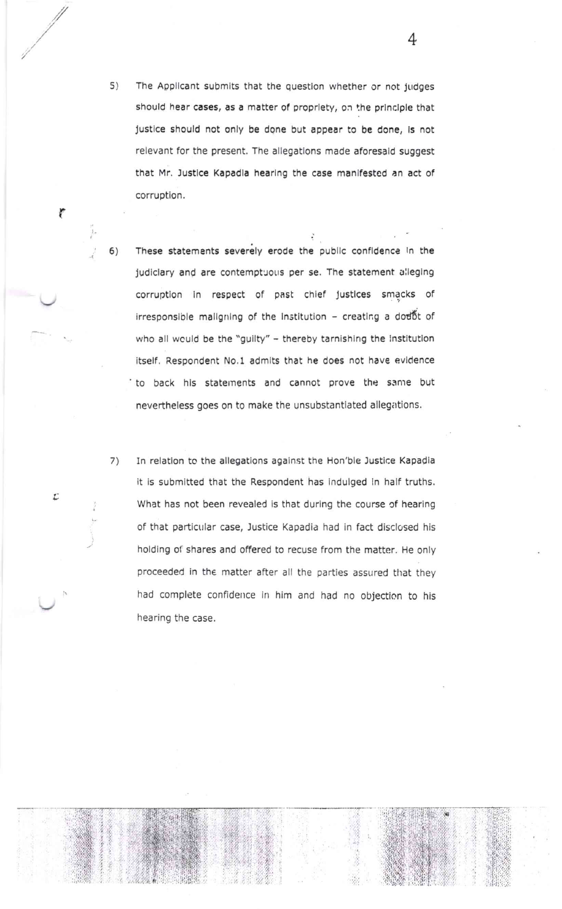5) The Applicant submits that the question whether or not judges should hear cases, as a matter of propriety, on the principle that justice should not only be done but appear to be done, is not relevant for the present. The allegations made aforesaid suggest that Mr. Justice Kapadia hearing the case manifested an act of corruption.

6) These statements severely erode the public confidence in the judiciary and are contemptuous per se. The statement alleging corruption in respect of past chief justices smacks of irresponsible maligning of the institution – creating a doubt of who all would be the "guilty" – thereby tarnishing the institution itself. Respondent No.1 admits that he does not have evidence to back his statements and cannot prove the same but nevertheless goes on to make the unsubstantiated allegations.

7) In relation to the allegations against the Hon'ble Justice Kapadia it is submitted that the Respondent has indulged in half truths. What has not been revealed is that during the course of hearing of that particular case, Justice Kapadia had in fact disclosed his holding of shares and offered to recuse from the matter. He only proceeded in the matter after all the parties assured that they had complete confidence in him and had no objection to his hearing the case.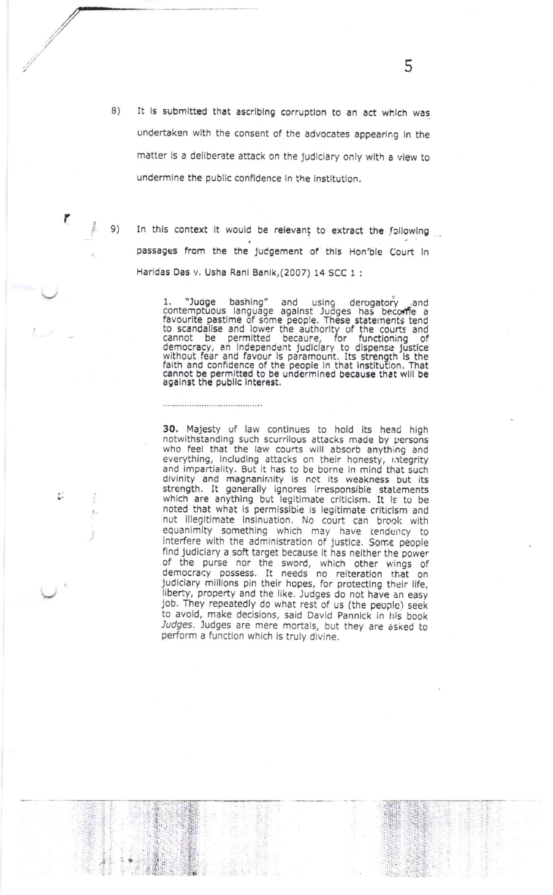8) It is submitted that ascribing corruption to an act which was undertaken with the consent of the advocates appearing in the matter is a deliberate attack on the judiciary only with a view to undermine the public confidence in the institution.

9) In this context it would be relevant to extract the following passages from the the judgement of this Hon'ble Court in Haridas Das v. Usha Rani Banik,(2007) 14 SCC 1 :

> 1. "Judge bashing" and using derogatory and contemptuous language against Judges has become a favourite pastime of some people. These statements tend to scandalise and lower the authority of the courts and cannot be permitted because, for functioning of democracy, an independent judiciary to dispense justice without fear and favour is paramount. Its strength is the faith and confidence of the people in that institution. That cannot be permitted to be undermined because that will be against the public interest.
>
> ……………………………………
>
> **30.** Majesty of law continues to hold its head high notwithstanding such scurrilous attacks made by persons who feel that the law courts will absorb anything and everything, including attacks on their honesty, integrity and impartiality. But it has to be borne in mind that such divinity and magnanimity is not its weakness but its strength. It generally ignores irresponsible statements which are anything but legitimate criticism. It is to be noted that what is permissible is legitimate criticism and not illegitimate insinuation. No court can brook with equanimity something which may have tendency to interfere with the administration of justice. Some people find judiciary a soft target because it has neither the power of the purse nor the sword, which other wings of democracy possess. It needs no reiteration that on judiciary millions pin their hopes, for protecting their life, liberty, property and the like. Judges do not have an easy job. They repeatedly do what rest of us (the people) seek to avoid, make decisions, said David Pannick in his book *Judges*. Judges are mere mortals, but they are asked to perform a function which is truly divine.